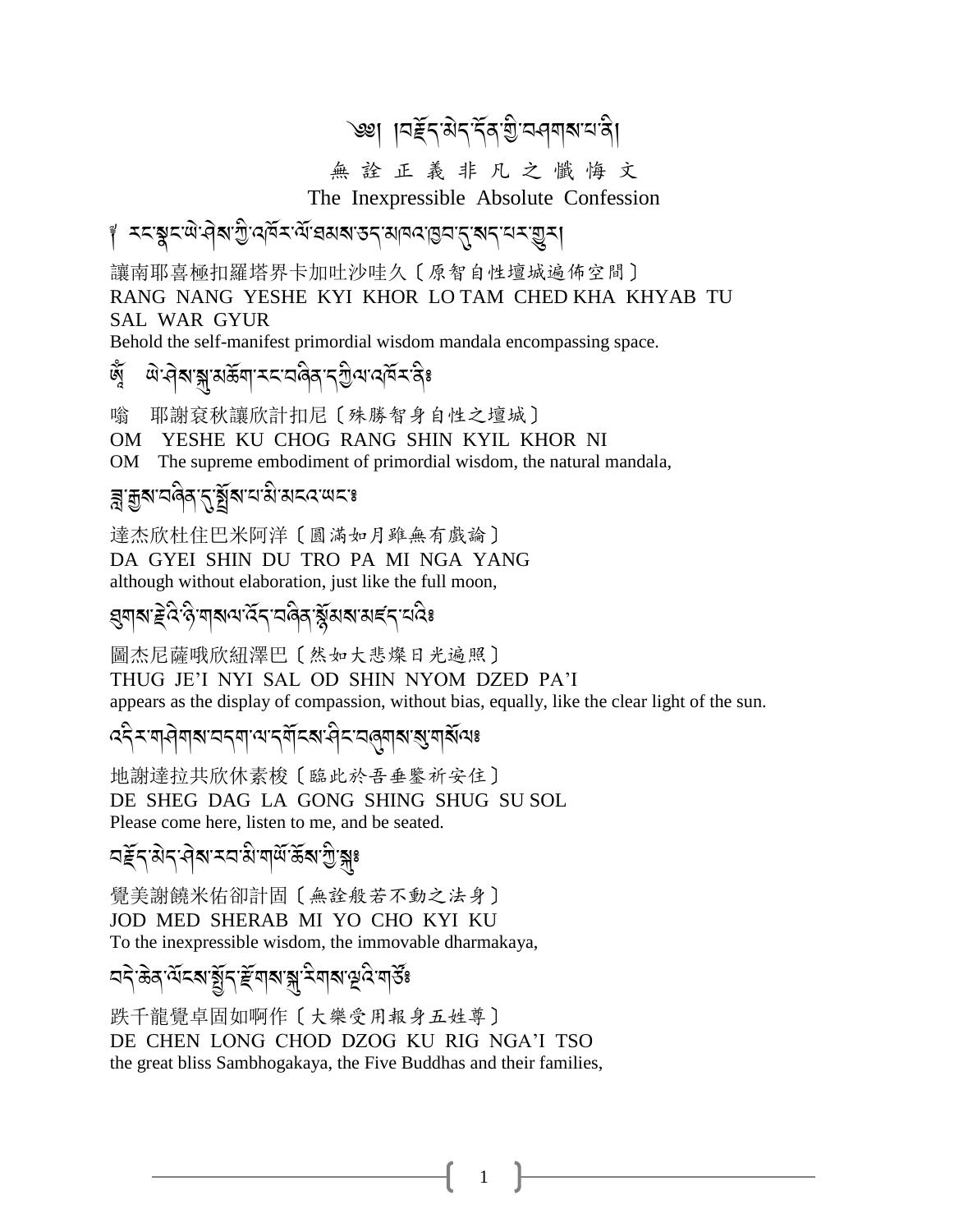# ༄། །བརྗོད་མེད་དོན་གྱི་བཤགས་པ་ནི།

無 詮 正 義 非 凡 之 懺 悔 文

The Inexpressible Absolute Confession

༈ རང་སྣང་ཡེ་ཤེས་ཀྱི་འཁོར་ལོ་ཐམས་ཅད་མཁའ་ཁྱབ་ཏུ་སང་བར་གྱུར།

讓南耶喜極扣羅塔界卡加吐沙哇久〔原智自性壇城遍佈空間〕

RANG NANG YESHE KYI KHOR LO TAM CHED KHA KHYAB TU SAL WAR GYUR

Behold the self-manifest primordial wisdom mandala encompassing space.

ཨོཾ ཡེ་ཤེས་སྐུ་མཆོག་རང་བཞིན་དཀྱིལ་འཁོར་ནི༔

嗡 耶謝袞秋讓欣計扣尼〔殊勝智身自性之壇城〕

OM YESHE KU CHOG RANG SHIN KYIL KHOR NI

OM The supreme embodiment of primordial wisdom, the natural mandala,

ཟླ་རྒྱས་བཞིན་དུ་སྤྲོས་པ་མི་མངའ་ཡང༔

達杰欣杜住巴米阿洋〔圓滿如月雖無有戲論〕

DA GYEI SHIN DU TRO PA MI NGA YANG

although without elaboration, just like the full moon,

ཐུགས་རྗེའི་ཉི་གསལ་འོད་བཞིན་སྙོམས་མཛད་པའི༔

圖杰尼薩哦欣紐澤巴〔然如大悲燦日光遍照〕

THUG JE'I NYI SAL OD SHIN NYOM DZED PA'I

appears as the display of compassion, without bias, equally, like the clear light of the sun.

འདིར་གཤེགས་བདག་ལ་དགོངས་ཤིང་བཞུགས་སུ་གསོལ༔

地謝達拉共欣休素梭〔臨此於吾垂鑒祈安住〕

DE SHEG DAG LA GONG SHING SHUG SU SOL

Please come here, listen to me, and be seated.

བརྗོད་མེད་ཤེས་རབ་མི་གཡོ་ཆོས་ཀྱི་སྐུ༔

覺美謝饒米佑卻計固〔無詮般若不動之法身〕

JOD MED SHERAB MI YO CHO KYI KU

To the inexpressible wisdom, the immovable dharmakaya,

བདེ་ཆེན་ལོངས་སྤྱོད་རྫོགས་སྐུ་རིགས་ལྔའི་གཙོ༔

跌千龍覺卓固如啊作〔大樂受用報身五姓尊〕

DE CHEN LONG CHOD DZOG KU RIG NGA'I TSO

the great bliss Sambhogakaya, the Five Buddhas and their families,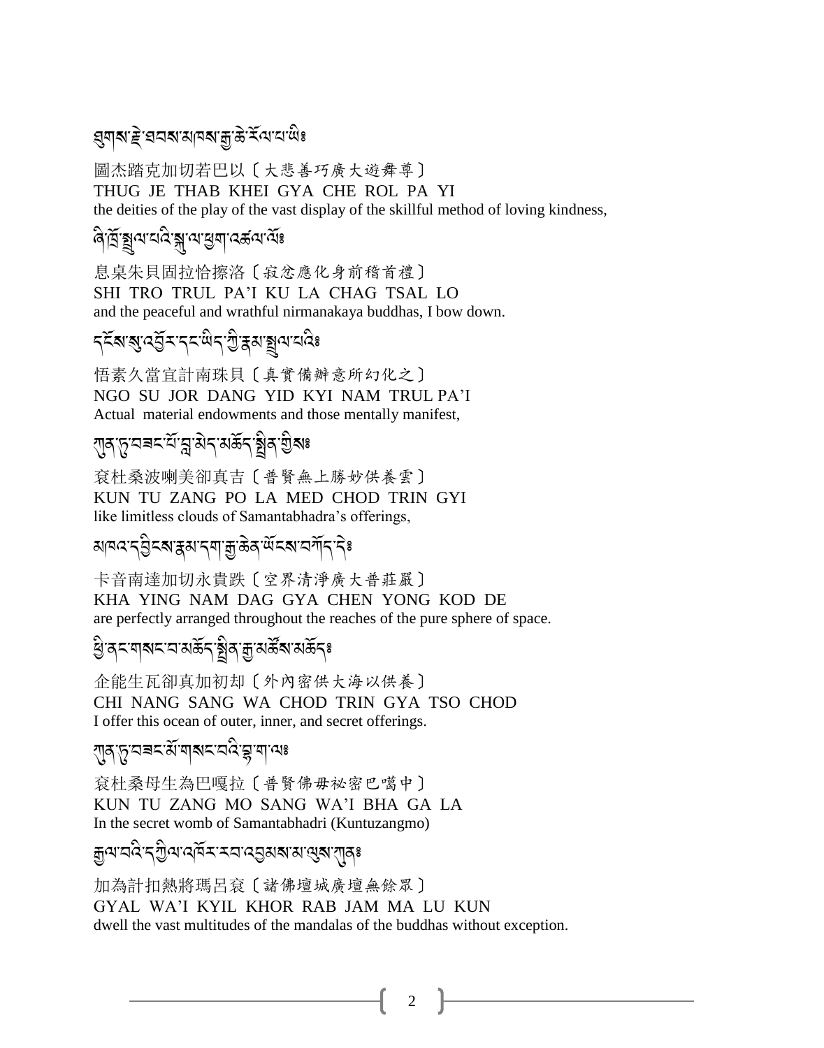ཐུགས་རྗེ་ཐབས་མཁས་རྒྱ་ཆེ་རོལ་པ་ཡིཿ

圖杰踏克加切若巴以〔大悲善巧廣大遊舞尊〕
THUG JE THAB KHEI GYA CHE ROL PA YI
the deities of the play of the vast display of the skillful method of loving kindness,

ཞི་ཁྲོ་སྤྲུལ་པའི་སྐུ་ལ་ཕྱག་འཚལ་ལོཿ

息桌朱貝固拉恰擦洛〔寂忿應化身前稽首禮〕
SHI TRO TRUL PA'I KU LA CHAG TSAL LO
and the peaceful and wrathful nirmanakaya buddhas, I bow down.

དངོས་སུ་འབྱོར་དང་ཡིད་ཀྱི་རྣམ་སྤྲུལ་པའིཿ

悟素久當宜計南珠貝〔真實備辦意所幻化之〕
NGO SU JOR DANG YID KYI NAM TRUL PA'I
Actual material endowments and those mentally manifest,

ཀུན་ཏུ་བཟང་པོ་བླ་མེད་མཆོད་སྤྲིན་གྱིསཿ

袞杜桑波喇美卻真吉〔普賢無上勝妙供養雲〕
KUN TU ZANG PO LA MED CHOD TRIN GYI
like limitless clouds of Samantabhadra's offerings,

མཁའ་དབྱིངས་རྣམ་དག་རྒྱ་ཆེན་ཡོངས་བཀོད་དེཿ

卡音南達加切永貴跌〔空界清淨廣大普莊嚴〕
KHA YING NAM DAG GYA CHEN YONG KOD DE
are perfectly arranged throughout the reaches of the pure sphere of space.

ཕྱི་ནང་གསང་བ་མཆོད་སྤྲིན་རྒྱ་མཚོས་མཆོདཿ

企能生瓦卻真加初却〔外內密供大海以供養〕
CHI NANG SANG WA CHOD TRIN GYA TSO CHOD
I offer this ocean of outer, inner, and secret offerings.

ཀུན་ཏུ་བཟང་མོ་གསང་བའི་བྷ་ག་ལཿ

袞杜桑母生為巴嘎拉〔普賢佛毋祕密巴噶中〕
KUN TU ZANG MO SANG WA'I BHA GA LA
In the secret womb of Samantabhadri (Kuntuzangmo)

རྒྱལ་བའི་དཀྱིལ་འཁོར་རབ་འབྱམས་མ་ལུས་ཀུནཿ

加為計扣熱將瑪呂袞〔諸佛壇城廣壇無餘眾〕
GYAL WA'I KYIL KHOR RAB JAM MA LU KUN
dwell the vast multitudes of the mandalas of the buddhas without exception.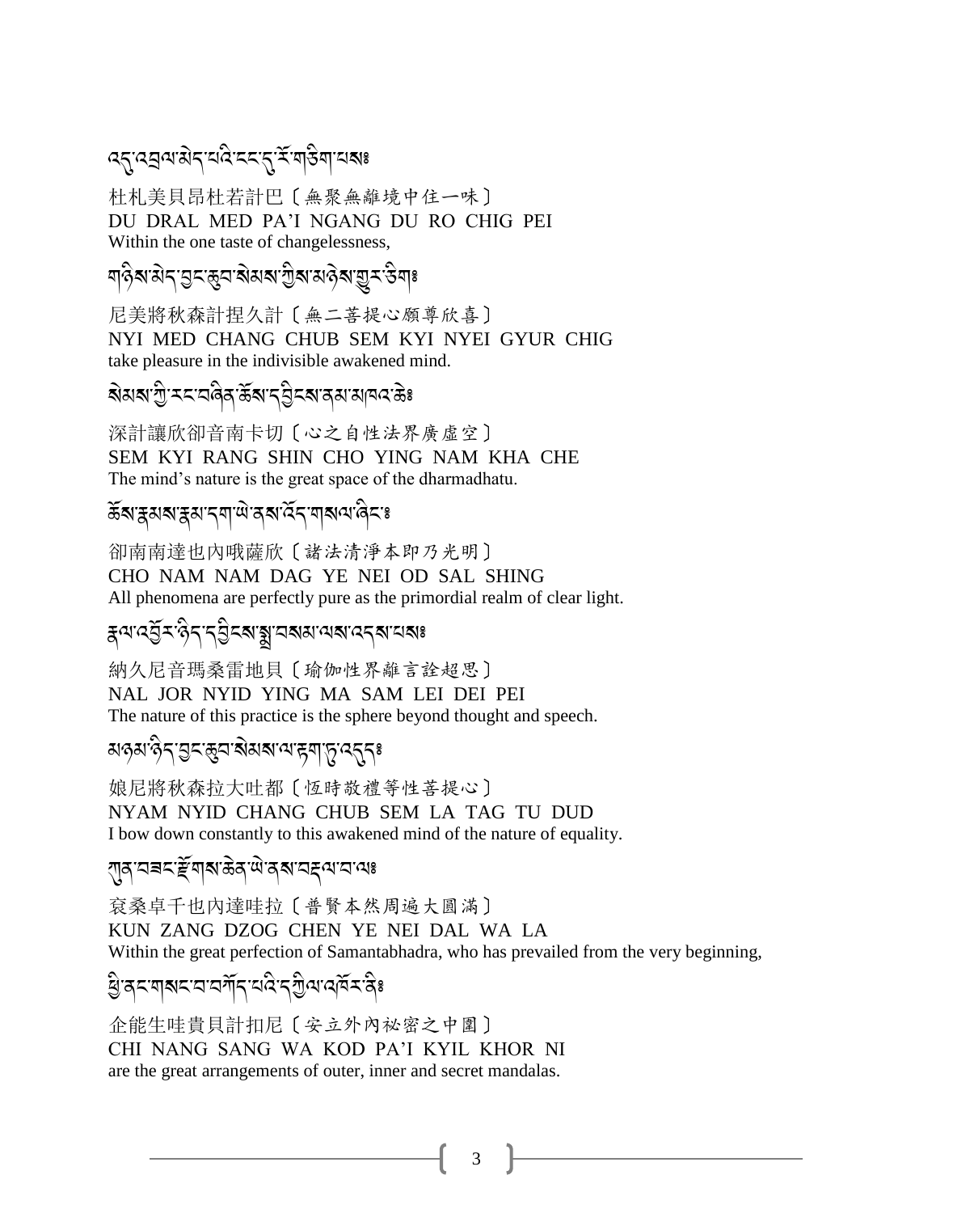འདུ་འབྲལ་མེད་པའི་ངང་དུ་རོ་གཅིག་པས༔

杜札美貝昂杜若計巴〔無聚無離境中住一味〕
DU DRAL MED PA'I NGANG DU RO CHIG PEI
Within the one taste of changelessness,

གཉིས་མེད་བྱང་ཆུབ་སེམས་ཀྱིས་མཉེས་གྱུར་ཅིག༔

尼美將秋森計揑久計〔無二菩提心願尊欣喜〕
NYI MED CHANG CHUB SEM KYI NYEI GYUR CHIG
take pleasure in the indivisible awakened mind.

སེམས་ཀྱི་རང་བཞིན་ཆོས་དབྱིངས་ནམ་མཁའ་ཆེ༔

深計讓欣卻音南卡切〔心之自性法界廣虛空〕
SEM KYI RANG SHIN CHO YING NAM KHA CHE
The mind's nature is the great space of the dharmadhatu.

ཆོས་རྣམས་རྣམ་དག་ཡེ་ནས་འོད་གསལ་ཞིང་༔

卻南南達也內哦薩欣〔諸法清淨本即乃光明〕
CHO NAM NAM DAG YE NEI OD SAL SHING
All phenomena are perfectly pure as the primordial realm of clear light.

རྣལ་འབྱོར་ཉིད་དབྱིངས་སྨ་བསམ་ལས་འདས་པས༔

納久尼音瑪桑雷地貝〔瑜伽性界離言詮超思〕
NAL JOR NYID YING MA SAM LEI DEI PEI
The nature of this practice is the sphere beyond thought and speech.

མཉམ་ཉིད་བྱང་ཆུབ་སེམས་ལ་རྟག་ཏུ་འདུད༔

娘尼將秋森拉大吐都〔恆時敬禮等性菩提心〕
NYAM NYID CHANG CHUB SEM LA TAG TU DUD
I bow down constantly to this awakened mind of the nature of equality.

ཀུན་བཟང་རྫོགས་ཆེན་ཡེ་ནས་བརྡལ་བ་ལ༔

袞桑卓千也內達哇拉〔普賢本然周遍大圓滿〕
KUN ZANG DZOG CHEN YE NEI DAL WA LA
Within the great perfection of Samantabhadra, who has prevailed from the very beginning,

ཕྱི་ནང་གསང་བ་བཀོད་པའི་དཀྱིལ་འཁོར་ནི༔

企能生哇貴貝計扣尼〔安立外內祕密之中圍〕
CHI NANG SANG WA KOD PA'I KYIL KHOR NI
are the great arrangements of outer, inner and secret mandalas.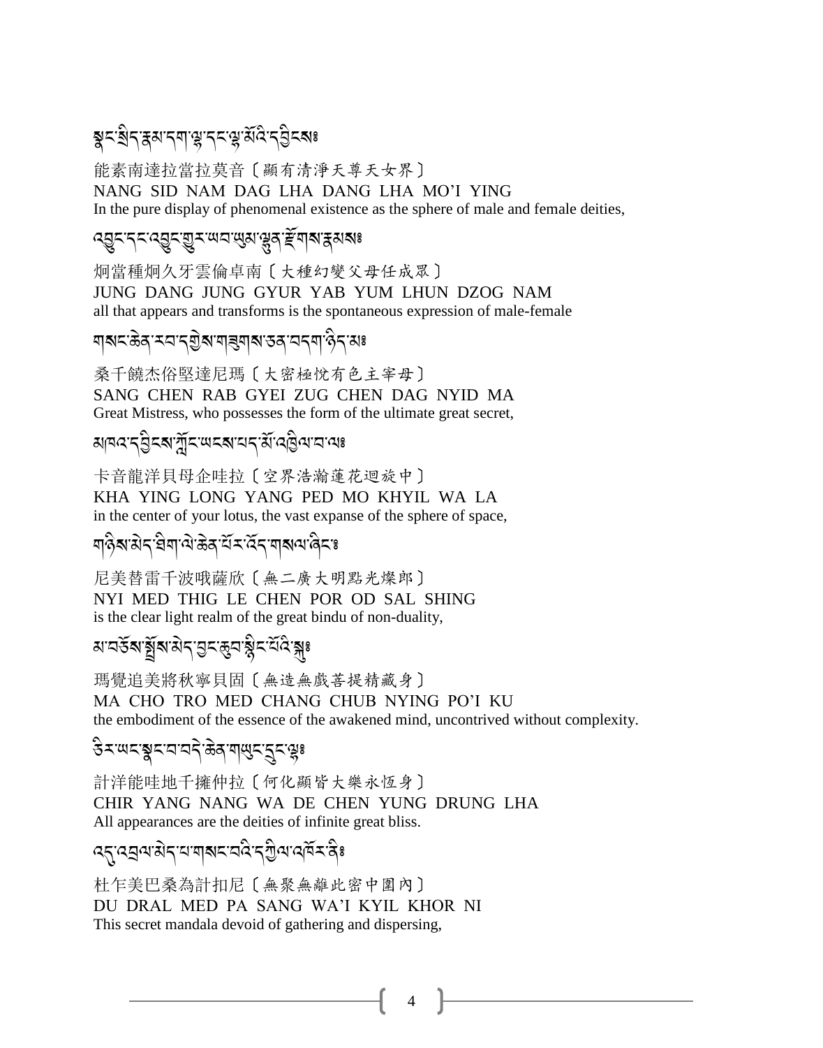སྣང་སྲིད་རྣམ་དག་ལྷ་དང་ལྷ་མོའི་དབྱིངས༔

能素南達拉當拉莫音〔顯有清淨天尊天女界〕
NANG SID NAM DAG LHA DANG LHA MO'I YING
In the pure display of phenomenal existence as the sphere of male and female deities,

འབྱུང་དང་འབྱུང་འགྱུར་ཡབ་ཡུམ་ལྷུན་རྫོགས་རྣམས༔

炯當種炯久牙雲倫卓南〔大種幻變父母任成眾〕
JUNG DANG JUNG GYUR YAB YUM LHUN DZOG NAM
all that appears and transforms is the spontaneous expression of male-female

གསང་ཆེན་རབ་དགྱེས་གཟུགས་ཅན་བདག་ཉིད་མ༔

桑千饒杰俗堅達尼瑪〔大密極悅有色主宰母〕
SANG CHEN RAB GYEI ZUG CHEN DAG NYID MA
Great Mistress, who possesses the form of the ultimate great secret,

མཁའ་དབྱིངས་ཀློང་ཡངས་པད་མོ་འཁྱིལ་བ་ལ༔

卡音龍洋貝母企哇拉〔空界浩瀚蓮花迴旋中〕
KHA YING LONG YANG PED MO KHYIL WA LA
in the center of your lotus, the vast expanse of the sphere of space,

གཉིས་མེད་ཐིག་ལེ་ཆེན་པོར་འོད་གསལ་ཞིང་༔

尼美替雷千波哦薩欣〔無二廣大明點光燦郎〕
NYI MED THIG LE CHEN POR OD SAL SHING
is the clear light realm of the great bindu of non-duality,

མ་བཅོས་སྤྲོས་མེད་བྱང་ཆུབ་སྙིང་པོའི་སྐུ༔

瑪覺追美將秋寧貝固〔無造無戲菩提精藏身〕
MA CHO TRO MED CHANG CHUB NYING PO'I KU
the embodiment of the essence of the awakened mind, uncontrived without complexity.

ཅིར་ཡང་སྣང་བ་བདེ་ཆེན་གཡུང་དྲུང་ལྷ༔

計洋能哇地千擁仲拉〔何化顯皆大樂永恆身〕
CHIR YANG NANG WA DE CHEN YUNG DRUNG LHA
All appearances are the deities of infinite great bliss.

འདུ་འབྲལ་མེད་པ་གསང་བའི་དཀྱིལ་འཁོར་ནི༔

杜乍美巴桑為計扣尼〔無聚無離此密中圍內〕
DU DRAL MED PA SANG WA'I KYIL KHOR NI
This secret mandala devoid of gathering and dispersing,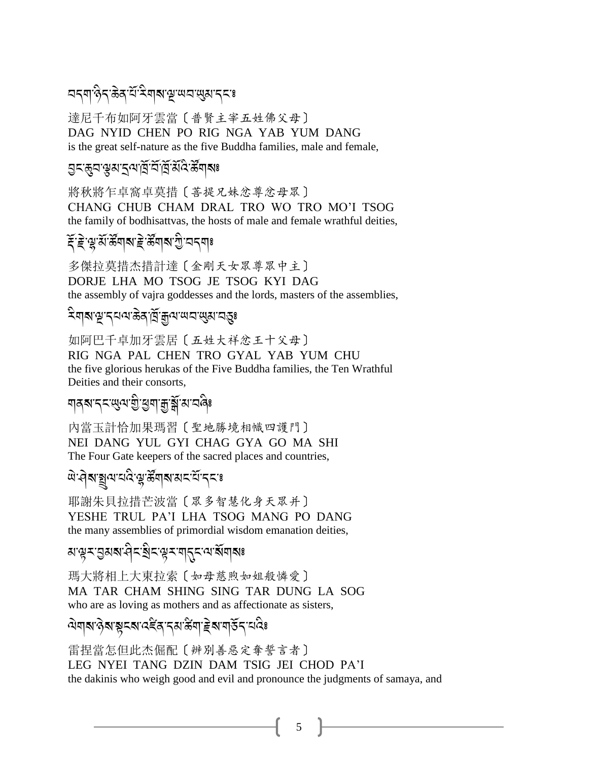བདག་ཉིད་ཆེན་པོ་རིགས་ལྔ་ཡབ་ཡུམ་དང༔

達尼千布如阿牙雲當〔普賢主宰五姓佛父母〕
DAG NYID CHEN PO RIG NGA YAB YUM DANG
is the great self-nature as the five Buddha families, male and female,

བྱང་ཆུབ་ལྕམ་དྲལ་ཁྲོ་བོ་ཁྲོ་མོའི་ཚོགས༔

將秋將乍卓窩卓莫措〔菩提兄妹忿尊忿母眾〕
CHANG CHUB CHAM DRAL TRO WO TRO MO'I TSOG
the family of bodhisattvas, the hosts of male and female wrathful deities,

རྡོ་རྗེ་ལྷ་མོ་ཚོགས་རྗེ་ཚོགས་ཀྱི་བདག༔

多傑拉莫措杰措計達〔金剛天女眾尊眾中主〕
DORJE LHA MO TSOG JE TSOG KYI DAG
the assembly of vajra goddesses and the lords, masters of the assemblies,

རིགས་ལྔ་དཔལ་ཆེན་ཁྲོ་རྒྱལ་ཡབ་ཡུམ་བཅུ༔

如阿巴千卓加牙雲居〔五姓大祥忿王十父母〕
RIG NGA PAL CHEN TRO GYAL YAB YUM CHU
the five glorious herukas of the Five Buddha families, the Ten Wrathful Deities and their consorts,

གནས་དང་ཡུལ་གྱི་ཕྱག་རྒྱ་སྒོ་མ་བཞི༔

內當玉計恰加果瑪習〔聖地勝境相幟四護門〕
NEI DANG YUL GYI CHAG GYA GO MA SHI
The Four Gate keepers of the sacred places and countries,

ཡེ་ཤེས་སྤྲུལ་པའི་ལྷ་ཚོགས་མང་པོ་དང༔

耶謝朱貝拉措芒波當〔眾多智慧化身天眾并〕
YESHE TRUL PA'I LHA TSOG MANG PO DANG
the many assemblies of primordial wisdom emanation deities,

མ་ལྟར་བྱམས་ཤིང་སྲིང་ལྟར་གདུང་ལ་སོགས༔

瑪大將相上大東拉索〔如母慈煦如姐般憐愛〕
MA TAR CHAM SHING SING TAR DUNG LA SOG
who are as loving as mothers and as affectionate as sisters,

ལེགས་ཉེས་སྟངས་འཛིན་དམ་ཚིག་རྗེས་གཅོད་པའི༔

雷捏當怎但此杰倔配〔辨別善惡定奪誓言者〕
LEG NYEI TANG DZIN DAM TSIG JEI CHOD PA'I
the dakinis who weigh good and evil and pronounce the judgments of samaya, and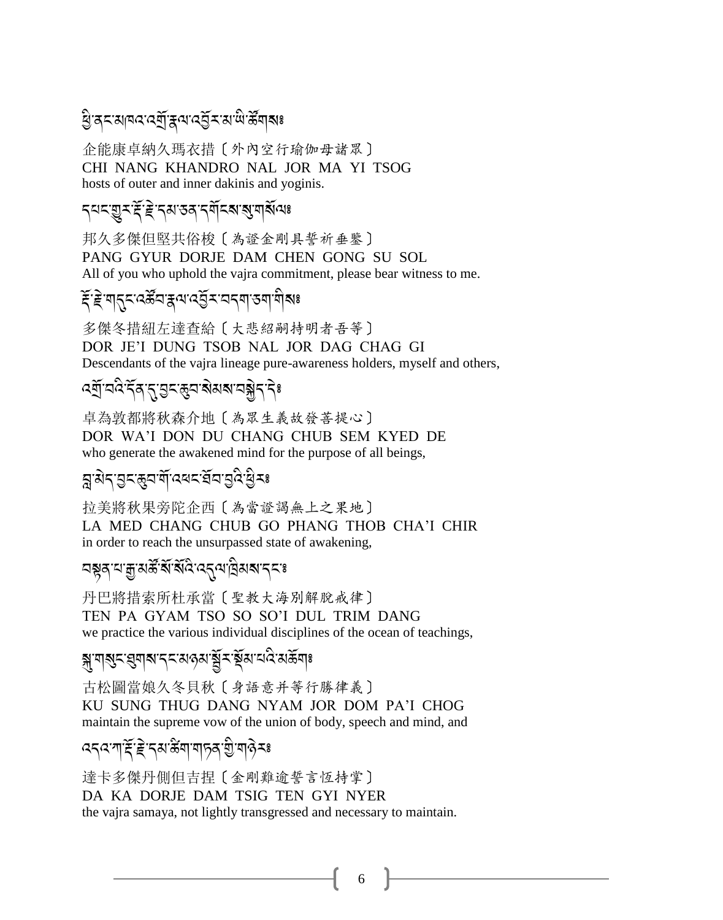ཕྱི་ནང་མཁའ་འགྲོ་རྣལ་འབྱོར་མ་ཡི་ཚོགས༔

企能康卓納久瑪衣措〔外內空行瑜伽母諸眾〕
CHI NANG KHANDRO NAL JOR MA YI TSOG
hosts of outer and inner dakinis and yoginis.

དཔང་གྱུར་རྡོ་རྗེ་དམ་ཅན་དགོངས་སུ་གསོལ༔

邦久多傑但堅共俗梭〔為證金剛具誓祈垂鑒〕
PANG GYUR DORJE DAM CHEN GONG SU SOL
All of you who uphold the vajra commitment, please bear witness to me.

རྡོ་རྗེ་གདུང་འཚོབ་རྣལ་འབྱོར་བདག་ཅག་གིས༔

多傑冬措紐左達查給〔大悲紹嗣持明者吾等〕
DOR JE'I DUNG TSOB NAL JOR DAG CHAG GI
Descendants of the vajra lineage pure-awareness holders, myself and others,

འགྲོ་བའི་དོན་དུ་བྱང་ཆུབ་སེམས་བསྐྱེད་དེ༔

卓為敦都將秋森介地〔為眾生義故發菩提心〕
DOR WA'I DON DU CHANG CHUB SEM KYED DE
who generate the awakened mind for the purpose of all beings,

བླ་མེད་བྱང་ཆུབ་གོ་འཕང་ཐོབ་བྱའི་ཕྱིར༔

拉美將秋果旁陀企西〔為當證謁無上之果地〕
LA MED CHANG CHUB GO PHANG THOB CHA'I CHIR
in order to reach the unsurpassed state of awakening,

བསྟན་པ་རྒྱ་མཚོ་སོ་སོའི་འདུལ་ཁྲིམས་དང་༔

丹巴將措索所杜承當〔聖教大海別解脫戒律〕
TEN PA GYAM TSO SO SO'I DUL TRIM DANG
we practice the various individual disciplines of the ocean of teachings,

སྐུ་གསུང་ཐུགས་དང་མཉམ་སྦྱོར་སྡོམ་པའི་མཆོག༔

古松圖當娘久冬貝秋〔身語意并等行勝律義〕
KU SUNG THUG DANG NYAM JOR DOM PA'I CHOG
maintain the supreme vow of the union of body, speech and mind, and

འདའ་ཀ་རྡོ་རྗེ་དམ་ཚིག་གཏན་གྱི་གཉེར༔

達卡多傑丹側但吉捏〔金剛難逾誓言恆持掌〕
DA KA DORJE DAM TSIG TEN GYI NYER
the vajra samaya, not lightly transgressed and necessary to maintain.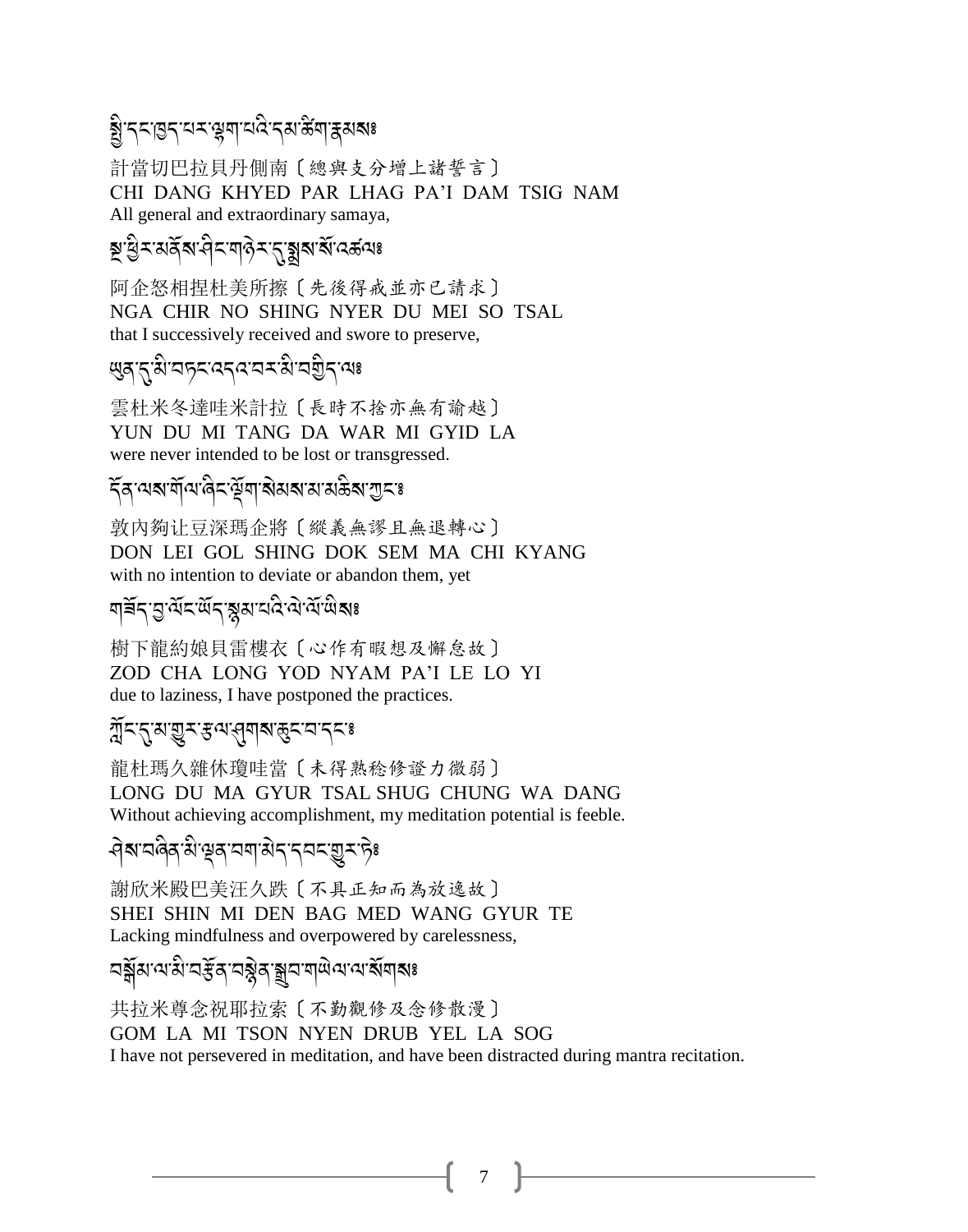སྤྱི་དང་ཁྱད་པར་ལྷག་པའི་དམ་ཚིག་རྣམས༔

計當切巴拉貝丹側南〔總與支分增上諸誓言〕
CHI DANG KHYED PAR LHAG PA'I DAM TSIG NAM
All general and extraordinary samaya,

སྔ་ཕྱིར་མནོས་ཤིང་གཉེར་དུ་སྨྲས་སོ་འཚལ༔

阿企怒相捏杜美所擦〔先後得戒並亦已請求〕
NGA CHIR NO SHING NYER DU MEI SO TSAL
that I successively received and swore to preserve,

ཡུན་དུ་མི་བཏང་འདའ་བར་མི་བགྱིད་ལ༔

雲杜米冬達哇米計拉〔長時不捨亦無有逾越〕
YUN DU MI TANG DA WAR MI GYID LA
were never intended to be lost or transgressed.

དོན་ལས་གོལ་ཞིང་ལྡོག་སེམས་མ་མཆིས་ཀྱང༔

敦內夠让豆深瑪企將〔縱義無謬且無退轉心〕
DON LEI GOL SHING DOK SEM MA CHI KYANG
with no intention to deviate or abandon them, yet

གཟོད་བྱ་ལོང་ཡོད་སྙམ་པའི་ལེ་ལོ་ཡིས༔

樹下龍約娘貝雷樓衣〔心作有暇想及懈怠故〕
ZOD CHA LONG YOD NYAM PA'I LE LO YI
due to laziness, I have postponed the practices.

ཀློང་དུ་མ་གྱུར་རྩལ་ཤུགས་ཆུང་བ་དང༔

龍杜瑪久雜休瓊哇當〔未得熟稔修證力微弱〕
LONG DU MA GYUR TSAL SHUG CHUNG WA DANG
Without achieving accomplishment, my meditation potential is feeble.

ཤེས་བཞིན་མི་ལྡན་བག་མེད་དབང་གྱུར་ཏེ༔

謝欣米殿巴美汪久跌〔不具正知而為放逸故〕
SHEI SHIN MI DEN BAG MED WANG GYUR TE
Lacking mindfulness and overpowered by carelessness,

བསྒོམ་ལ་མི་བརྩོན་བསྙེན་སྒྲུབ་གཡེལ་ལ་སོགས༔

共拉米尊念祝耶拉索〔不勤觀修及念修散漫〕
GOM LA MI TSON NYEN DRUB YEL LA SOG
I have not persevered in meditation, and have been distracted during mantra recitation.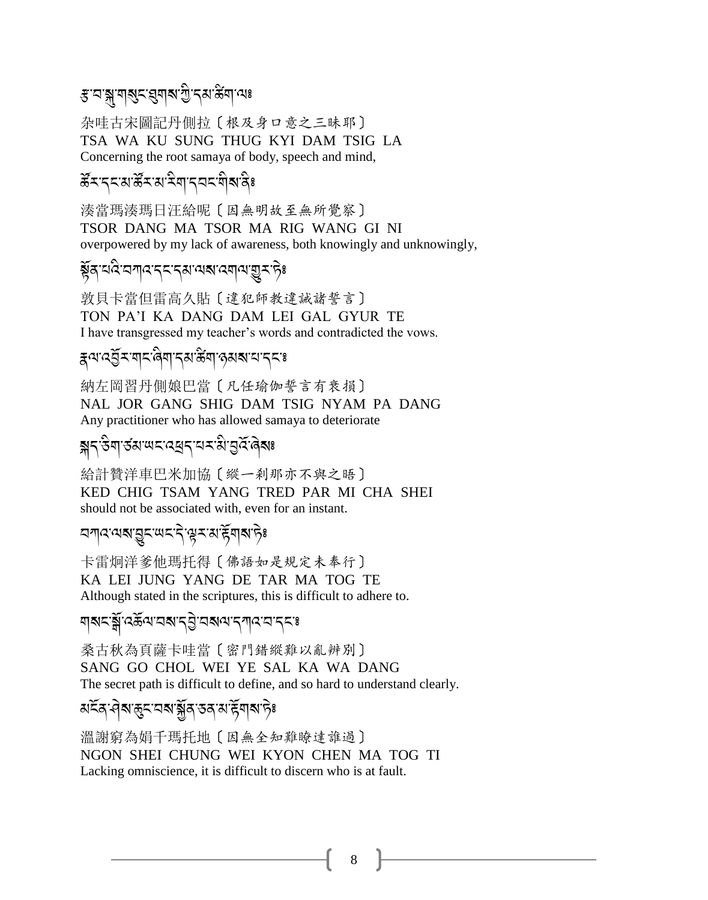རྩ་བ་སྐུ་གསུང་ཐུགས་ཀྱི་དམ་ཚིག་ལ༔

杂哇古宋圖記丹側拉〔根及身口意之三昧耶〕
TSA WA KU SUNG THUG KYI DAM TSIG LA
Concerning the root samaya of body, speech and mind,

ཚོར་དང་མ་ཚོར་མ་རིག་དབང་གིས་ནི༔

湊當瑪湊瑪日汪給呢〔因無明故至無所覺察〕
TSOR DANG MA TSOR MA RIG WANG GI NI
overpowered by my lack of awareness, both knowingly and unknowingly,

སློབ་པའི་བཀའ་དང་དམ་ལས་འགལ་གྱུར་ཏེ༔

敦貝卡當但雷高久貼〔違犯師教違誡諸誓言〕
TON PA'I KA DANG DAM LEI GAL GYUR TE
I have transgressed my teacher's words and contradicted the vows.

རྣལ་འབྱོར་གང་ཞིག་དམ་ཚིག་ཉམས་པ་དང༔

納左岡習丹側娘巴當〔凡任瑜伽誓言有衰損〕
NAL JOR GANG SHIG DAM TSIG NYAM PA DANG
Any practitioner who has allowed samaya to deteriorate

སྐད་ཅིག་ཙམ་ཡང་འགྲོགས་པར་མི་བྱའོ་ཞེས༔

給計贊洋車巴米加協〔縱一剎那亦不與之晤〕
KED CHIG TSAM YANG TRED PAR MI CHA SHEI
should not be associated with, even for an instant.

བཀའ་ལས་བྱུང་ཡང་དེ་ལྟར་མ་རྟོགས་ཏེ༔

卡雷炯洋爹他瑪托得〔佛語如是規定未奉行〕
KA LEI JUNG YANG DE TAR MA TOG TE
Although stated in the scriptures, this is difficult to adhere to.

གསང་སྒོ་འཆོལ་བས་དབྱེ་བསལ་དཀའ་བ་དང༔

桑古秋為頁薩卡哇當〔密門錯縱難以亂辨別〕
SANG GO CHOL WEI YE SAL KA WA DANG
The secret path is difficult to define, and so hard to understand clearly.

མངོན་ཤེས་ཆུང་བས་སྐྱོན་ཅན་མ་རྟོགས་ཏེ༔

溫謝窮為娟千瑪托地〔因無全知難瞭達誰過〕
NGON SHEI CHUNG WEI KYON CHEN MA TOG TI
Lacking omniscience, it is difficult to discern who is at fault.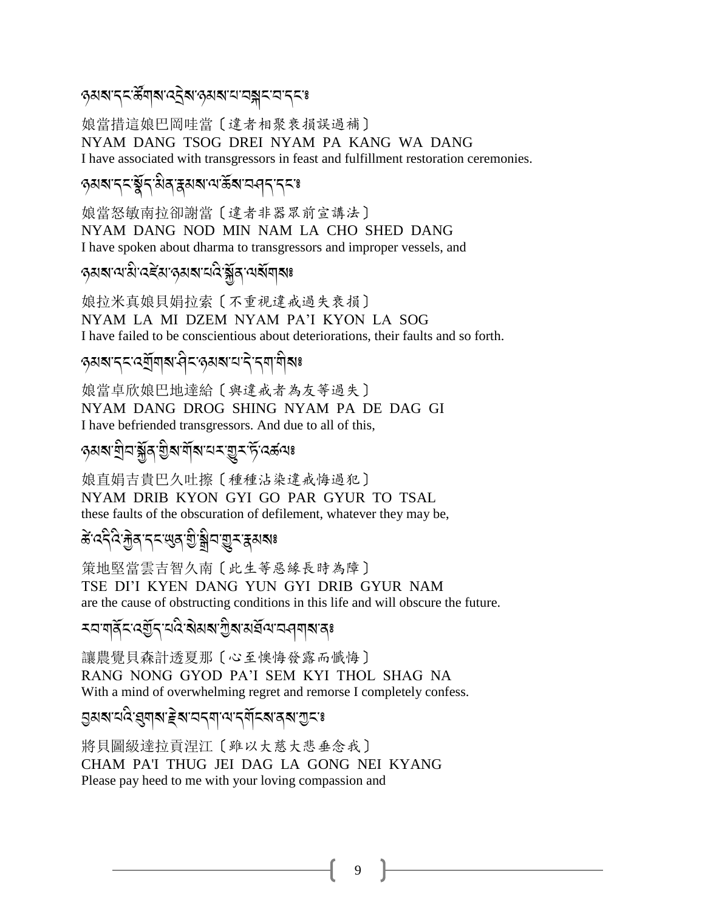ཉམས་དང་ཚོགས་འདྲེས་ཉམས་པ་བསྐང་བ་དང༔

娘當措這娘巴岡哇當〔違者相聚衰損誤過補〕
NYAM DANG TSOG DREI NYAM PA KANG WA DANG
I have associated with transgressors in feast and fulfillment restoration ceremonies.

ཉམས་དང་སྣོད་མིན་རྣམས་ལ་ཆོས་བཤད་དང༔

娘當怒敏南拉卻謝當〔違者非器眾前宣講法〕
NYAM DANG NOD MIN NAM LA CHO SHED DANG
I have spoken about dharma to transgressors and improper vessels, and

ཉམས་ལ་མི་འཛེམ་ཉམས་པའི་སྐྱོན་ལ་སོགས༔

娘拉米真娘貝娟拉索〔不重視違戒過失衰損〕
NYAM LA MI DZEM NYAM PA'I KYON LA SOG
I have failed to be conscientious about deteriorations, their faults and so forth.

ཉམས་དང་འགྲོགས་ཤིང་ཉམས་པ་དེ་དག་གིས༔

娘當卓欣娘巴地達給〔與違戒者為友等過失〕
NYAM DANG DROG SHING NYAM PA DE DAG GI
I have befriended transgressors. And due to all of this,

ཉམས་གྲིབ་སྐྱོན་གྱིས་གོས་པར་གྱུར་ཏོ་འཚལ༔

娘直娟吉貴巴久吐擦〔種種沾染違戒悔過犯〕
NYAM DRIB KYON GYI GO PAR GYUR TO TSAL
these faults of the obscuration of defilement, whatever they may be,

ཚེ་འདིའི་རྐྱེན་དང་ཡུན་གྱི་སྒྲིབ་གྱུར་རྣམས༔

策地堅當雲吉智久南〔此生等惡緣長時為障〕
TSE DI'I KYEN DANG YUN GYI DRIB GYUR NAM
are the cause of obstructing conditions in this life and will obscure the future.

རབ་གནོང་འགྱོད་པའི་སེམས་ཀྱིས་མཐོལ་བཤགས་ན༔

讓農覺貝森計透夏那〔心至懊悔發露而懺悔〕
RANG NONG GYOD PA'I SEM KYI THOL SHAG NA
With a mind of overwhelming regret and remorse I completely confess.

བྱམས་པའི་ཐུགས་རྗེས་བདག་ལ་དགོངས་ནས་ཀྱང༔

將貝圖級達拉貢涅江〔雖以大慈大悲垂念我〕
CHAM PA'I THUG JEI DAG LA GONG NEI KYANG
Please pay heed to me with your loving compassion and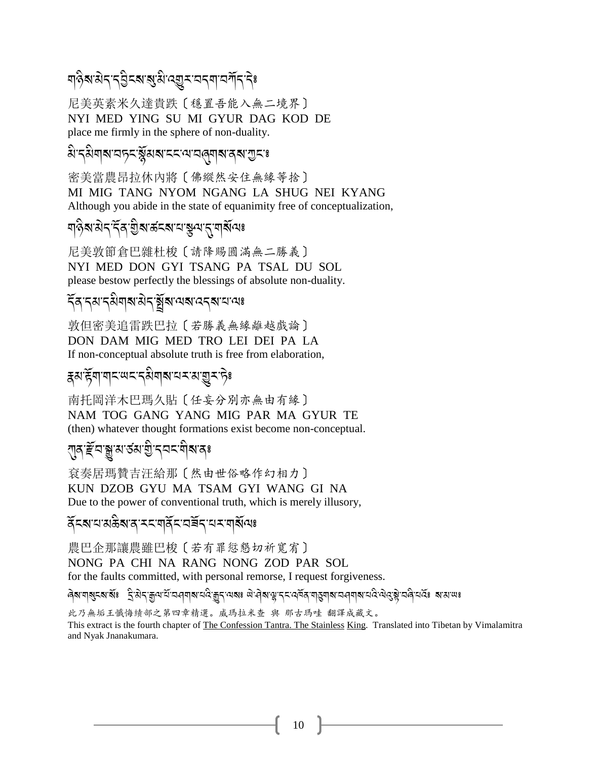གཉིས་མེད་དབྱིངས་སུ་མི་འགྱུར་བདག་བཀོད་དེ༔

尼美英素米久達貴跌〔穩置吾能入無二境界〕

NYI MED YING SU MI GYUR DAG KOD DE

place me firmly in the sphere of non-duality.

མི་དམིགས་བཏང་སྙོམས་ངང་ལ་བཞུགས་ནས་ཀྱང་༔

密美當農昂拉休內將〔佛縱然安住無緣等捨〕

MI MIG TANG NYOM NGANG LA SHUG NEI KYANG

Although you abide in the state of equanimity free of conceptualization,

གཉིས་མེད་དོན་གྱིས་ཚངས་པ་རྩལ་དུ་གསོལ༔

尼美敦節倉巴雜杜梭〔請降賜圓滿無二勝義〕

NYI MED DON GYI TSANG PA TSAL DU SOL

please bestow perfectly the blessings of absolute non-duality.

དོན་དམ་དམིགས་མེད་སྤྲོས་ལས་འདས་པ་ལ༔

敦但密美追雷跌巴拉〔若勝義無緣離越戲論〕

DON DAM MIG MED TRO LEI DEI PA LA

If non-conceptual absolute truth is free from elaboration,

རྣམ་རྟོག་གང་ཡང་དམིགས་པར་མ་གྱུར་ཏེ༔

南托岡洋木巴瑪久貼〔任妄分別亦無由有緣〕

NAM TOG GANG YANG MIG PAR MA GYUR TE

(then) whatever thought formations exist become non-conceptual.

ཀུན་རྫོབ་སྒྱུ་མ་ཙམ་གྱི་དབང་གིས་ན༔

袞奏居瑪贊吉汪給那〔然由世俗略作幻相力〕

KUN DZOB GYU MA TSAM GYI WANG GI NA

Due to the power of conventional truth, which is merely illusory,

ནོངས་པ་མཆིས་ན་རང་གནོང་བཟོད་པར་གསོལ༔

農巴企那讓農雖巴梭〔若有罪愆懇切祈寬宥〕

NONG PA CHI NA RANG NONG ZOD PAR SOL

for the faults committed, with personal remorse, I request forgiveness.

ཞེས་གསུངས་སོ༔ དྲི་མེད་རྒྱལ་པོ་བཤགས་པའི་རྒྱུད་ལས༔ ཡེ་ཤེས་ལྷ་དང་འགྲོན་གཟུགས་བཤགས་པའི་ལེའུ་སྟེ་བཞི་པའོ༔ སམ་ཡ༔

此乃無垢王懺悔續部之第四章精選。威瑪拉米查 與 那古瑪哇 翻譯成藏文。

This extract is the fourth chapter of The Confession Tantra. The Stainless King. Translated into Tibetan by Vimalamitra and Nyak Jnanakumara.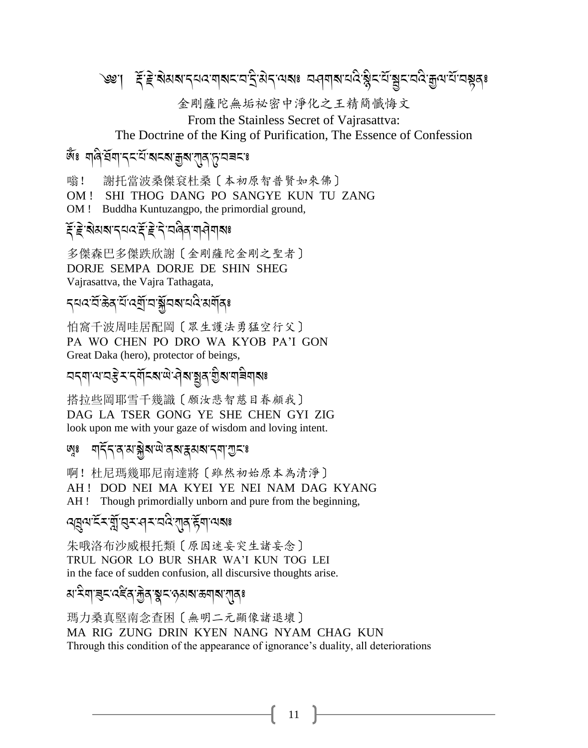༄༅། །རྡོ་རྗེ་སེམས་དཔའ་གསང་བ་དྲི་མེད་ལས༔ བཤགས་པའི་སྙིང་པོ་སྦྱོང་བའི་རྒྱལ་པོ་བསྟན༔

金剛薩陀無垢秘密中淨化之王精簡懺悔文

From the Stainless Secret of Vajrasattva:
The Doctrine of the King of Purification, The Essence of Confession

ཨོཾ༔ གཞི་ཐོག་དང་པོ་སངས་རྒྱས་ཀུན་ཏུ་བཟང༔

嗡！　謝托當波桑傑袞杜桑〔本初原智普賢如來佛〕
OM !　SHI THOG DANG PO SANGYE KUN TU ZANG
OM !　Buddha Kuntuzangpo, the primordial ground,

རྡོ་རྗེ་སེམས་དཔའ་རྡོ་རྗེ་དེ་བཞིན་གཤེགས༔

多傑森巴多傑跌欣謝〔金剛薩陀金剛之聖者〕
DORJE SEMPA DORJE DE SHIN SHEG
Vajrasattva, the Vajra Tathagata,

དཔའ་བོ་ཆེན་པོ་འགྲོ་བ་སྐྱོབས་པའི་མགོན༔

怕窩千波周哇居配岡〔眾生護法勇猛空行父〕
PA WO CHEN PO DRO WA KYOB PA'I GON
Great Daka (hero), protector of beings,

བདག་ལ་བརྩེར་དགོངས་ཡེ་ཤེས་སྤྱན་གྱིས་གཟིགས༔

搭拉些岡耶雪千幾識〔願汝悲智慈目眷顧我〕
DAG LA TSER GONG YE SHE CHEN GYI ZIG
look upon me with your gaze of wisdom and loving intent.

ཨཱཿ གདོད་ནས་མ་སྐྱེས་ཡེ་ནས་རྣམས་དག་ཀྱང༔

啊！杜尼瑪幾耶尼南達將〔雖然初始原本為清淨〕
AH !　DOD NEI MA KYEI YE NEI NAM DAG KYANG
AH !　Though primordially unborn and pure from the beginning,

འཁྲུལ་ངོར་གློ་བུར་ཤར་བའི་ཀུན་རྟོག་ལས༔

朱哦洛布沙威根托類〔原因迷妄突生諸妄念〕
TRUL NGOR LO BUR SHAR WA'I KUN TOG LEI
in the face of sudden confusion, all discursive thoughts arise.

མ་རིག་ཟུང་འཛིན་རྐྱེན་སྣང་ཉམས་ཆགས་ཀུན༔

瑪力桑真堅南念查困〔無明二元顯像諸退壞〕
MA RIG ZUNG DRIN KYEN NANG NYAM CHAG KUN
Through this condition of the appearance of ignorance's duality, all deteriorations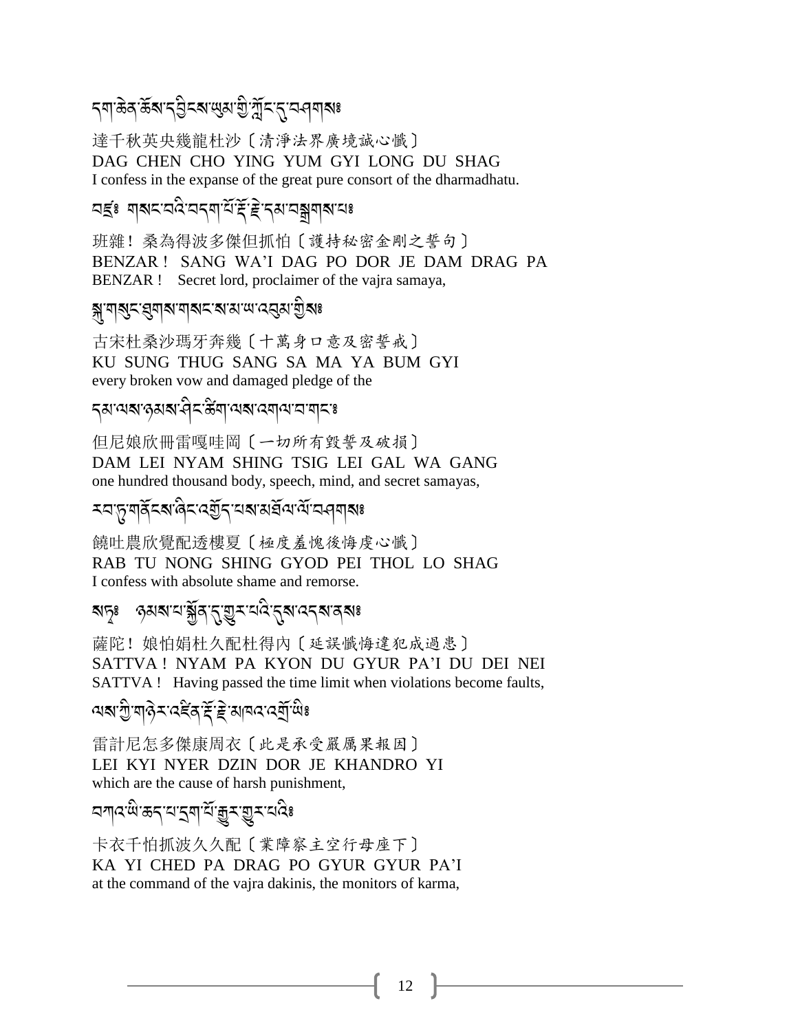དག་ཆེན་ཆོས་དབྱིངས་ཡུམ་གྱི་ཀློང་དུ་བཤགས༔

達千秋英央幾龍杜沙〔清淨法界廣境誠心懺〕
DAG CHEN CHO YING YUM GYI LONG DU SHAG
I confess in the expanse of the great pure consort of the dharmadhatu.

བཛྲ༔ གསང་བའི་བདག་པོ་རྡོ་རྗེ་དམ་བསྒྲགས་པ༔

班雜！桑為得波多傑但抓怕〔護持秘密金剛之誓句〕
BENZAR！ SANG WA'I DAG PO DOR JE DAM DRAG PA
BENZAR！ Secret lord, proclaimer of the vajra samaya,

སྐུ་གསུང་ཐུགས་གསང་ས་མ་ཡ་འབུམ་གྱིས༔

古宋杜桑沙瑪牙奔幾〔十萬身口意及密誓戒〕
KU SUNG THUG SANG SA MA YA BUM GYI
every broken vow and damaged pledge of the

དམ་ལས་ཉམས་ཤིང་ཚིག་ལས་འགལ་བ་གང༔

但尼娘欣冊雷嘎哇岡〔一切所有毀誓及破損〕
DAM LEI NYAM SHING TSIG LEI GAL WA GANG
one hundred thousand body, speech, mind, and secret samayas,

རབ་ཏུ་གནོངས་ཤིང་འགྱོད་པས་མཐོལ་ལོ་བཤགས༔

饒吐農欣覺配透樓夏〔極度羞愧後悔虔心懺〕
RAB TU NONG SHING GYOD PEI THOL LO SHAG
I confess with absolute shame and remorse.

སཏྭ༔ ཉམས་པ་སྐྱོན་དུ་གྱུར་པའི་དུས་འདས་ནས༔

薩陀！娘怕娟杜久配杜得內〔延誤懺悔違犯成過患〕
SATTVA！NYAM PA KYON DU GYUR PA'I DU DEI NEI
SATTVA！ Having passed the time limit when violations become faults,

ལས་ཀྱི་གཉེར་འཛིན་རྡོ་རྗེ་མཁའ་འགྲོ་ཡི༔

雷計尼怎多傑康周衣〔此是承受嚴厲果報因〕
LEI KYI NYER DZIN DOR JE KHANDRO YI
which are the cause of harsh punishment,

བཀའ་ཡི་ཆད་པ་དྲག་པོ་རྒྱུར་གྱུར་པའི༔

卡衣千怕抓波久久配〔業障察主空行母座下〕
KA YI CHED PA DRAG PO GYUR GYUR PA'I
at the command of the vajra dakinis, the monitors of karma,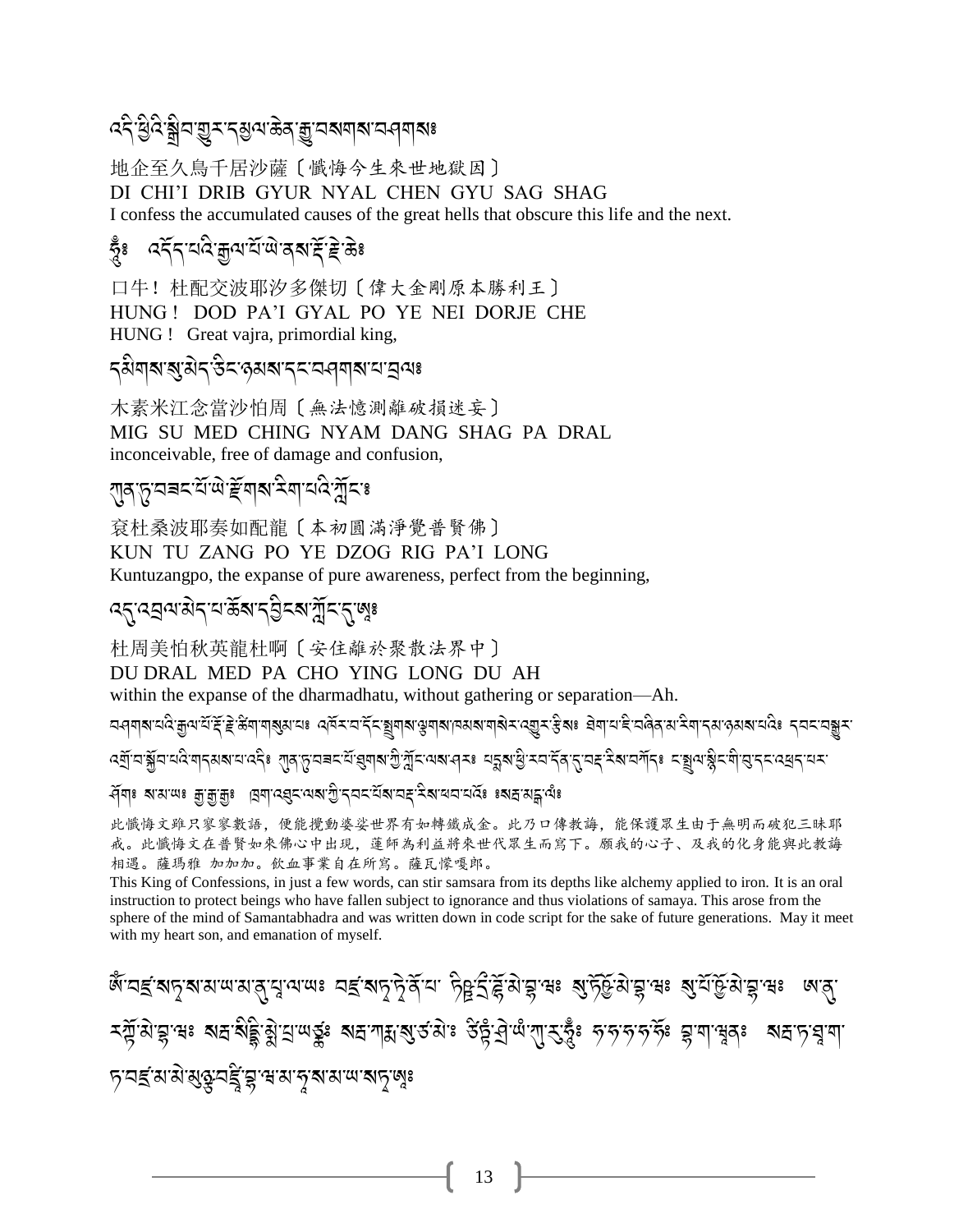འདི་ཕྱིའི་སྒྲིབ་གྱུར་དམྱལ་ཆེན་རྒྱུ་བསགས་བཤགས༔

地企至久烏千居沙薩〔懺悔今生來世地獄因〕
DI CHI'I DRIB GYUR NYAL CHEN GYU SAG SHAG
I confess the accumulated causes of the great hells that obscure this life and the next.

ཧཱུྃ༔ འདོད་པའི་རྒྱལ་པོ་ཡེ་ནས་རྡོ་རྗེ་ཆེ༔

口牛！杜配交波耶汐多傑切〔偉大金剛原本勝利王〕
HUNG ! DOD PA'I GYAL PO YE NEI DORJE CHE
HUNG ! Great vajra, primordial king,

དམིགས་སུ་མེད་ཅིང་ཉམས་དང་བཤགས་པ་བྲལ༔

木素米江念當沙怕周〔無法憶測離破損迷妄〕
MIG SU MED CHING NYAM DANG SHAG PA DRAL
inconceivable, free of damage and confusion,

ཀུན་ཏུ་བཟང་པོ་ཡེ་རྫོགས་རིག་པའི་ཀློང་༔

袞杜桑波耶奏如配龍〔本初圓滿淨覺普賢佛〕
KUN TU ZANG PO YE DZOG RIG PA'I LONG
Kuntuzangpo, the expanse of pure awareness, perfect from the beginning,

འདུ་འབྲལ་མེད་པ་ཆོས་དབྱིངས་ཀློང་དུ་ཨཿ

杜周美怕秋英龍杜啊〔安住離於聚散法界中〕
DU DRAL MED PA CHO YING LONG DU AH
within the expanse of the dharmadhatu, without gathering or separation—Ah.

བཤགས་པའི་རྒྱལ་པོ་རྡོ་རྗེ་ཚིག་གསུམ་པ༔ འཁོར་བ་དོང་སྤྲུགས་ལྕགས་ཁམས་གསེར་འགྱུར་རྩེས༔ ཐེག་པ་རི་བཞིན་མ་རིག་དམ་ཉམས་པའི༔ དབང་བསྒྱུར་འགྲོ་བ་སྐྱོབ་པའི་གདམས་པ་འདི༔ ཀུན་ཏུ་བཟང་པོ་ཐུགས་ཀྱི་ཀློང་ལས་ཤར༔ པདྨས་ཕྱི་རབ་དོན་དུ་བརྡ་རིས་བཀོད༔ ང་སྤྲུལ་སྙིང་གི་བུ་དང་འཕྲད་པར་ཤོག༔ ས་མ་ཡ༔ རྒྱ་རྒྱ་རྒྱ༔ ཁྲག་འཐུང་ལས་ཀྱི་དབང་ཕྱུག་བཟ་རིས་པབ་པའོ༔ ༔སརྦ་མངྒ་ལཾ༔

此懺悔文雖只寥寥數語，便能攪動婆娑世界有如轉鐵成金。此乃口傳教誨，能保護眾生由于無明而破犯三昧耶戒。此懺悔文在普賢如來佛心中出現，蓮師為利益將來世代眾生而寫下。願我的心子、及我的化身能與此教誨相遇。薩瑪雅 加加加。飲血事業自在所寫。薩瓦懞嘎郎。

This King of Confessions, in just a few words, can stir samsara from its depths like alchemy applied to iron. It is an oral instruction to protect beings who have fallen subject to ignorance and thus violations of samaya. This arose from the sphere of the mind of Samantabhadra and was written down in code script for the sake of future generations. May it meet with my heart son, and emanation of myself.

ཨོཾ་བཛྲ་སཏྭ་ས་མ་ཡ་མ་ནུ་པཱ་ལ་ཡ༔ བཛྲ་སཏྭ་ཏྭེ་ནོ་པ་ ཏིཥྛ་དྲི་ཌྷོ་མེ་བྷ་ཝ༔ སུ་ཏོ་ཥྱོ་མེ་བྷ་ཝ༔ སུ་པོ་ཥྱོ་མེ་བྷ་ཝ༔ ཨ་ནུ་རཀྟོ་མེ་བྷ་ཝ༔ སརྦ་སིདྡྷི་མྨེ་པྲ་ཡཙྪ༔ སརྦ་ཀརྨ་སུ་ཙ་མེ༔ ཙིཏྟཾ་ཤྲེ་ཡཿ་ཀུ་རུ་ཧཱུྃ༔ ཧ་ཧ་ཧ་ཧ་ཧོཿ བྷ་ག་ཝཱན༔ སརྦ་ཏ་ཐཱ་ག་ཏ་བཛྲ་མཱ་མེ་མུཉྩ་བཛྲཱི་བྷ་ཝ་མ་ཧཱ་ས་མ་ཡ་སཏྭ་ཨཱཿ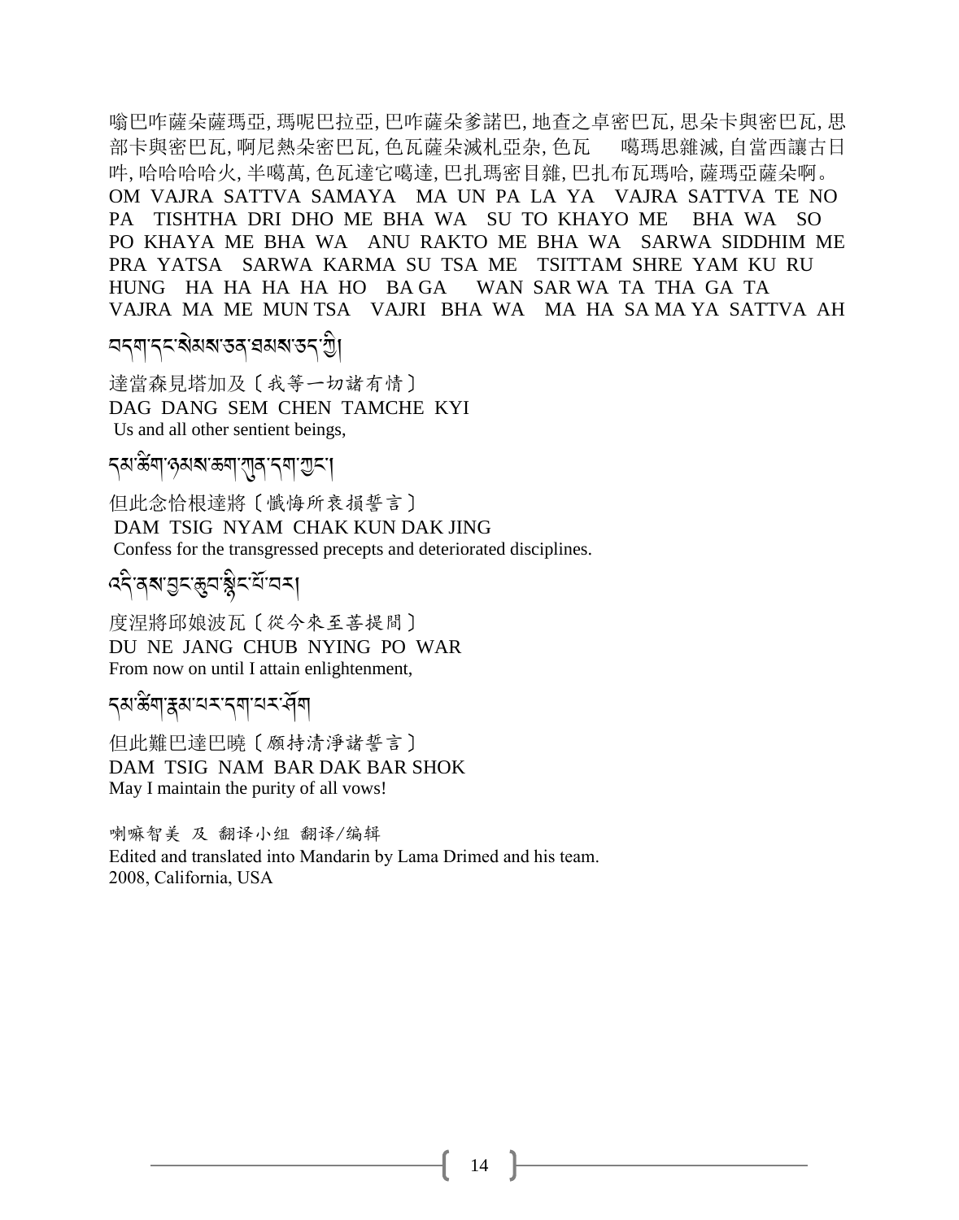嗡巴咋薩朵薩瑪亞, 瑪呢巴拉亞, 巴咋薩朵爹諾巴, 地查之卓密巴瓦, 思朵卡與密巴瓦, 思部卡與密巴瓦, 啊尼熱朵密巴瓦, 色瓦薩朵滅札亞杂, 色瓦　 噶瑪思雜滅, 自當西讓古日吽, 哈哈哈哈火, 半噶萬, 色瓦達它噶達, 巴扎瑪密目雜, 巴扎布瓦瑪哈, 薩瑪亞薩朵啊。

OM VAJRA SATTVA SAMAYA MA UN PA LA YA VAJRA SATTVA TE NO PA TISHTHA DRI DHO ME BHA WA SU TO KHAYO ME BHA WA SO PO KHAYA ME BHA WA ANU RAKTO ME BHA WA SARWA SIDDHIM ME PRA YATSA SARWA KARMA SU TSA ME TSITTAM SHRE YAM KU RU HUNG HA HA HA HA HO BA GA WAN SAR WA TA THA GA TA VAJRA MA ME MUN TSA VAJRI BHA WA MA HA SA MA YA SATTVA AH

བདག་དང་སེམས་ཅན་ཐམས་ཅད་ཀྱི།

達當森見塔加及〔我等一切諸有情〕
DAG DANG SEM CHEN TAMCHE KYI
Us and all other sentient beings,

དམ་ཚིག་ཉམས་ཆག་ཀུན་དག་ཀྱང་།

但此念恰根達將〔懺悔所衰損誓言〕
DAM TSIG NYAM CHAK KUN DAK JING
Confess for the transgressed precepts and deteriorated disciplines.

འདི་ནས་བྱང་ཆུབ་སྙིང་པོ་བར།

度涅將邱娘波瓦〔從今來至菩提間〕
DU NE JANG CHUB NYING PO WAR
From now on until I attain enlightenment,

དམ་ཚིག་རྣམ་པར་དག་པར་ཤོག

但此難巴達巴曉〔願持清淨諸誓言〕
DAM TSIG NAM BAR DAK BAR SHOK
May I maintain the purity of all vows!

喇嘛智美 及 翻译小组 翻译/编辑
Edited and translated into Mandarin by Lama Drimed and his team.
2008, California, USA